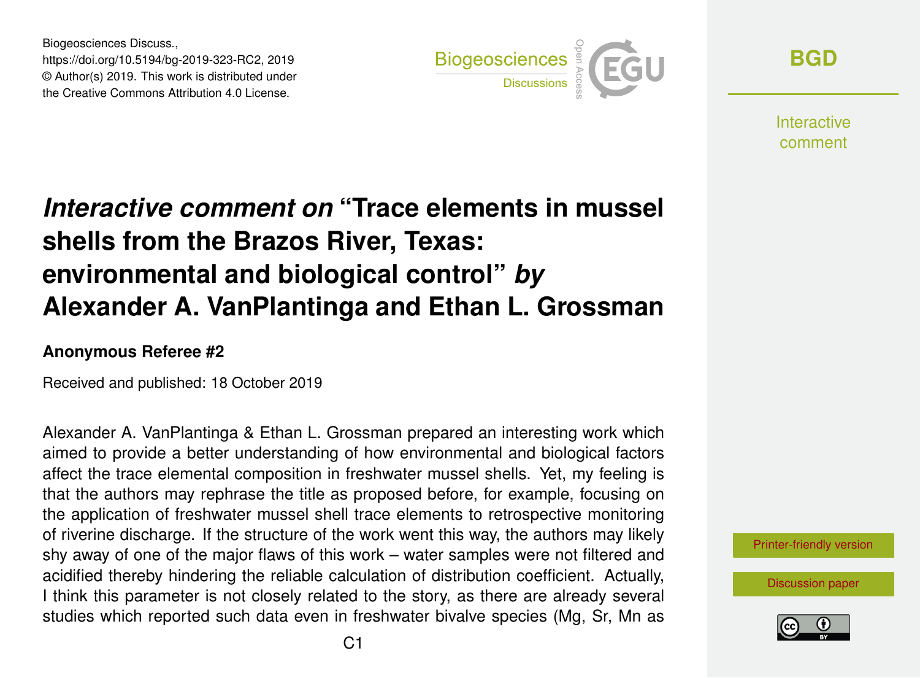Biogeosciences Discuss.,
https://doi.org/10.5194/bg-2019-323-RC2, 2019
© Author(s) 2019. This work is distributed under
the Creative Commons Attribution 4.0 License.

# *Interactive comment on* "Trace elements in mussel shells from the Brazos River, Texas: environmental and biological control" *by* Alexander A. VanPlantinga and Ethan L. Grossman

**Anonymous Referee #2**

Received and published: 18 October 2019

Alexander A. VanPlantinga & Ethan L. Grossman prepared an interesting work which aimed to provide a better understanding of how environmental and biological factors affect the trace elemental composition in freshwater mussel shells. Yet, my feeling is that the authors may rephrase the title as proposed before, for example, focusing on the application of freshwater mussel shell trace elements to retrospective monitoring of riverine discharge. If the structure of the work went this way, the authors may likely shy away of one of the major flaws of this work – water samples were not filtered and acidified thereby hindering the reliable calculation of distribution coefficient. Actually, I think this parameter is not closely related to the story, as there are already several studies which reported such data even in freshwater bivalve species (Mg, Sr, Mn as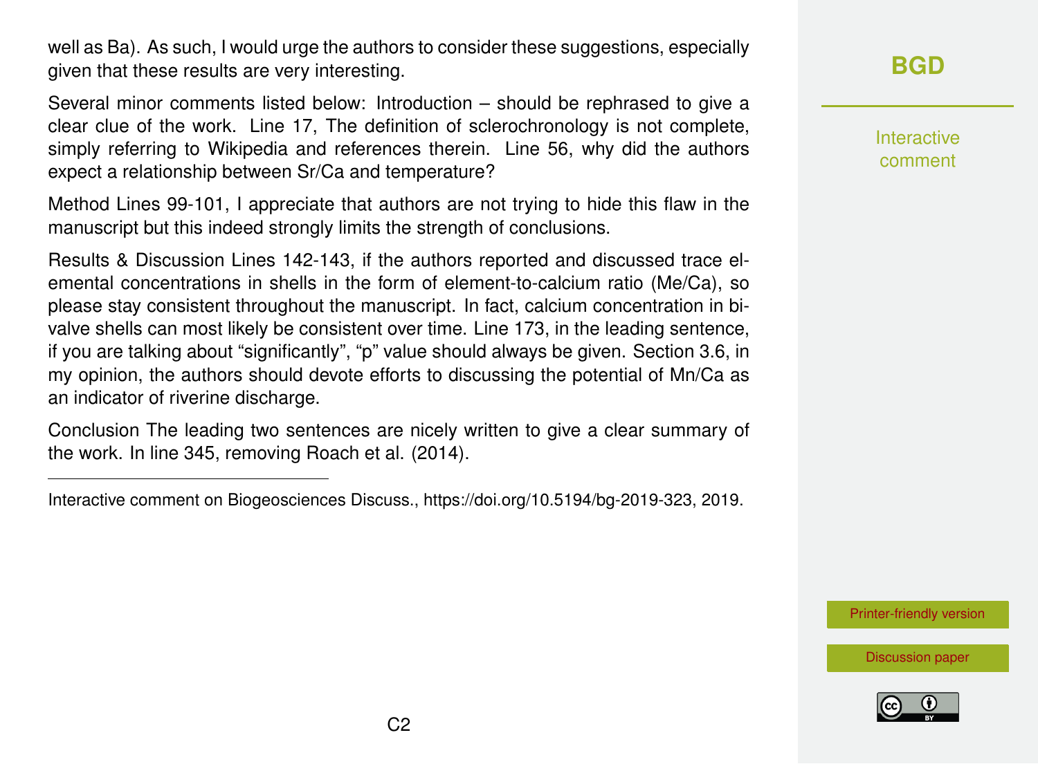well as Ba). As such, I would urge the authors to consider these suggestions, especially given that these results are very interesting.

Several minor comments listed below: Introduction – should be rephrased to give a clear clue of the work. Line 17, The definition of sclerochronology is not complete, simply referring to Wikipedia and references therein. Line 56, why did the authors expect a relationship between Sr/Ca and temperature?

Method Lines 99-101, I appreciate that authors are not trying to hide this flaw in the manuscript but this indeed strongly limits the strength of conclusions.

Results & Discussion Lines 142-143, if the authors reported and discussed trace elemental concentrations in shells in the form of element-to-calcium ratio (Me/Ca), so please stay consistent throughout the manuscript. In fact, calcium concentration in bivalve shells can most likely be consistent over time. Line 173, in the leading sentence, if you are talking about "significantly", "p" value should always be given. Section 3.6, in my opinion, the authors should devote efforts to discussing the potential of Mn/Ca as an indicator of riverine discharge.

Conclusion The leading two sentences are nicely written to give a clear summary of the work. In line 345, removing Roach et al. (2014).

---

Interactive comment on Biogeosciences Discuss., https://doi.org/10.5194/bg-2019-323, 2019.